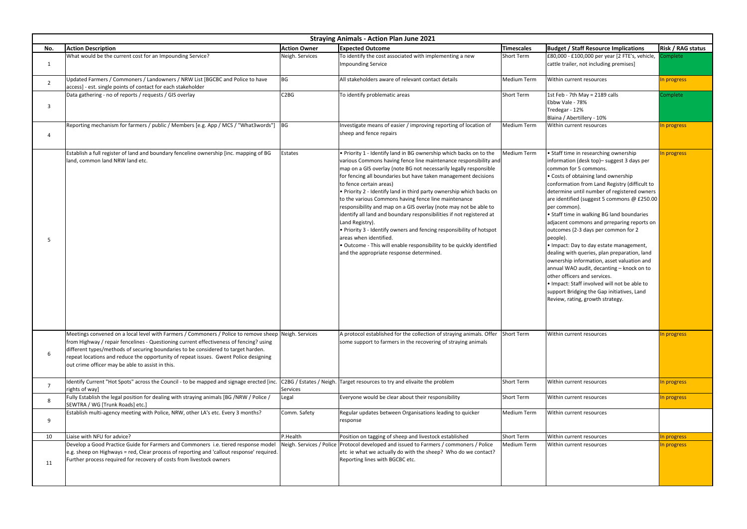# Straying Animals - Action Plan June 2021

| No. | Action Description | Action Owner | Expected Outcome | Timescales | Budget / Staff Resource Implications | Risk / RAG status |
|---|---|---|---|---|---|---|
| 1 | What would be the current cost for an Impounding Service? | Neigh. Services | To identify the cost associated with implementing a new Impounding Service | Short Term | £80,000 - £100,000 per year [2 FTE's, vehicle, cattle trailer, not including premises] | Complete |
| 2 | Updated Farmers / Commoners / Landowners / NRW List [BGCBC and Police to have access] - est. single points of contact for each stakeholder | BG | All stakeholders aware of relevant contact details | Medium Term | Within current resources | In progress |
| 3 | Data gathering - no of reports / requests / GIS overlay | C2BG | To identify problematic areas | Short Term | 1st Feb - 7th May = 2189 calls<br>Ebbw Vale - 78%<br>Tredegar - 12%<br>Blaina / Abertillery - 10% | Complete |
| 4 | Reporting mechanism for farmers / public / Members [e.g. App / MCS / "What3words"] | BG | Investigate means of easier / improving reporting of location of sheep and fence repairs | Medium Term | Within current resources | In progress |
| 5 | Establish a full register of land and boundary fenceline ownership [inc. mapping of BG land, common land NRW land etc. | Estates | • Priority 1 - Identify land in BG ownership which backs on to the various Commons having fence line maintenance responsibility and map on a GIS overlay (note BG not necessarily legally responsible for fencing all boundaries but have taken management decisions to fence certain areas)<br>• Priority 2 - Identify land in third party ownership which backs on to the various Commons having fence line maintenance responsibility and map on a GIS overlay (note may not be able to identify all land and boundary responsibilities if not registered at Land Registry).<br>• Priority 3 - Identify owners and fencing responsibility of hotspot areas when identified.<br>• Outcome - This will enable responsibility to be quickly identified and the appropriate response determined. | Medium Term | • Staff time in researching ownership information (desk top)– suggest 3 days per common for 5 commons.<br>• Costs of obtaining land ownership conformation from Land Registry (difficult to determine until number of registered owners are identified (suggest 5 commons @ £250.00 per common).<br>• Staff time in walking BG land boundaries adjacent commons and prreparing reports on outcomes (2-3 days per common for 2 people).<br>• Impact: Day to day estate management, dealing with queries, plan preparation, land ownership information, asset valuation and annual WAO audit, decanting – knock on to other officers and services.<br>• Impact: Staff involved will not be able to support Bridging the Gap initiatives, Land Review, rating, growth strategy. | In progress |
| 6 | Meetings convened on a local level with Farmers / Commoners / Police to remove sheep from Highway / repair fencelines - Questioning current effectiveness of fencing? using different types/methods of securing boundaries to be considered to target harden. repeat locations and reduce the opportunity of repeat issues. Gwent Police designing out crime officer may be able to assist in this. | Neigh. Services | A protocol established for the collection of straying animals. Offer some support to farmers in the recovering of straying animals | Short Term | Within current resources | In progress |
| 7 | Identify Current "Hot Spots" across the Council - to be mapped and signage erected [inc. rights of way] | C2BG / Estates / Neigh. Services | Target resources to try and elivaite the problem | Short Term | Within current resources | In progress |
| 8 | Fully Establish the legal position for dealing with straying animals [BG /NRW / Police / SEWTRA / WG [Trunk Roads] etc.] | Legal | Everyone would be clear about their responsibility | Short Term | Within current resources | In progress |
| 9 | Establish multi-agency meeting with Police, NRW, other LA's etc. Every 3 months? | Comm. Safety | Regular updates between Organisations leading to quicker response | Medium Term | Within current resources | |
| 10 | Liaise with NFU for advice? | P.Health | Position on tagging of sheep and livestock established | Short Term | Within current resources | In progress |
| 11 | Develop a Good Practice Guide for Farmers and Commoners i.e. tiered response model e.g. sheep on Highways = red, Clear process of reporting and 'callout response' required. Further process required for recovery of costs from livestock owners | Neigh. Services / Police | Protocol developed and issued to Farmers / commoners / Police etc ie what we actually do with the sheep? Who do we contact? Reporting lines with BGCBC etc. | Medium Term | Within current resources | In progress |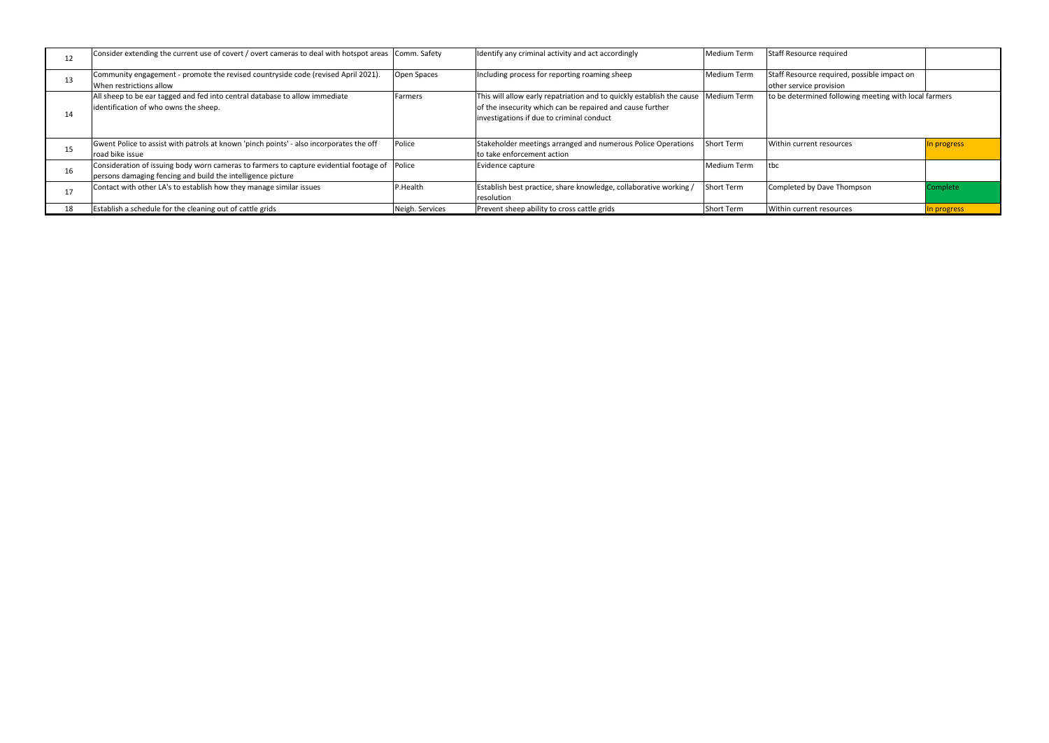| | | | | | | |
|---|---|---|---|---|---|---|
| 12 | Consider extending the current use of covert / overt cameras to deal with hotspot areas | Comm. Safety | Identify any criminal activity and act accordingly | Medium Term | Staff Resource required | |
| 13 | Community engagement - promote the revised countryside code (revised April 2021). When restrictions allow | Open Spaces | Including process for reporting roaming sheep | Medium Term | Staff Resource required, possible impact on other service provision | |
| 14 | All sheep to be ear tagged and fed into central database to allow immediate identification of who owns the sheep. | Farmers | This will allow early repatriation and to quickly establish the cause of the insecurity which can be repaired and cause further investigations if due to criminal conduct | Medium Term | to be determined following meeting with local farmers | |
| 15 | Gwent Police to assist with patrols at known 'pinch points' - also incorporates the off road bike issue | Police | Stakeholder meetings arranged and numerous Police Operations to take enforcement action | Short Term | Within current resources | In progress |
| 16 | Consideration of issuing body worn cameras to farmers to capture evidential footage of persons damaging fencing and build the intelligence picture | Police | Evidence capture | Medium Term | tbc | |
| 17 | Contact with other LA's to establish how they manage similar issues | P.Health | Establish best practice, share knowledge, collaborative working / resolution | Short Term | Completed by Dave Thompson | Complete |
| 18 | Establish a schedule for the cleaning out of cattle grids | Neigh. Services | Prevent sheep ability to cross cattle grids | Short Term | Within current resources | In progress |